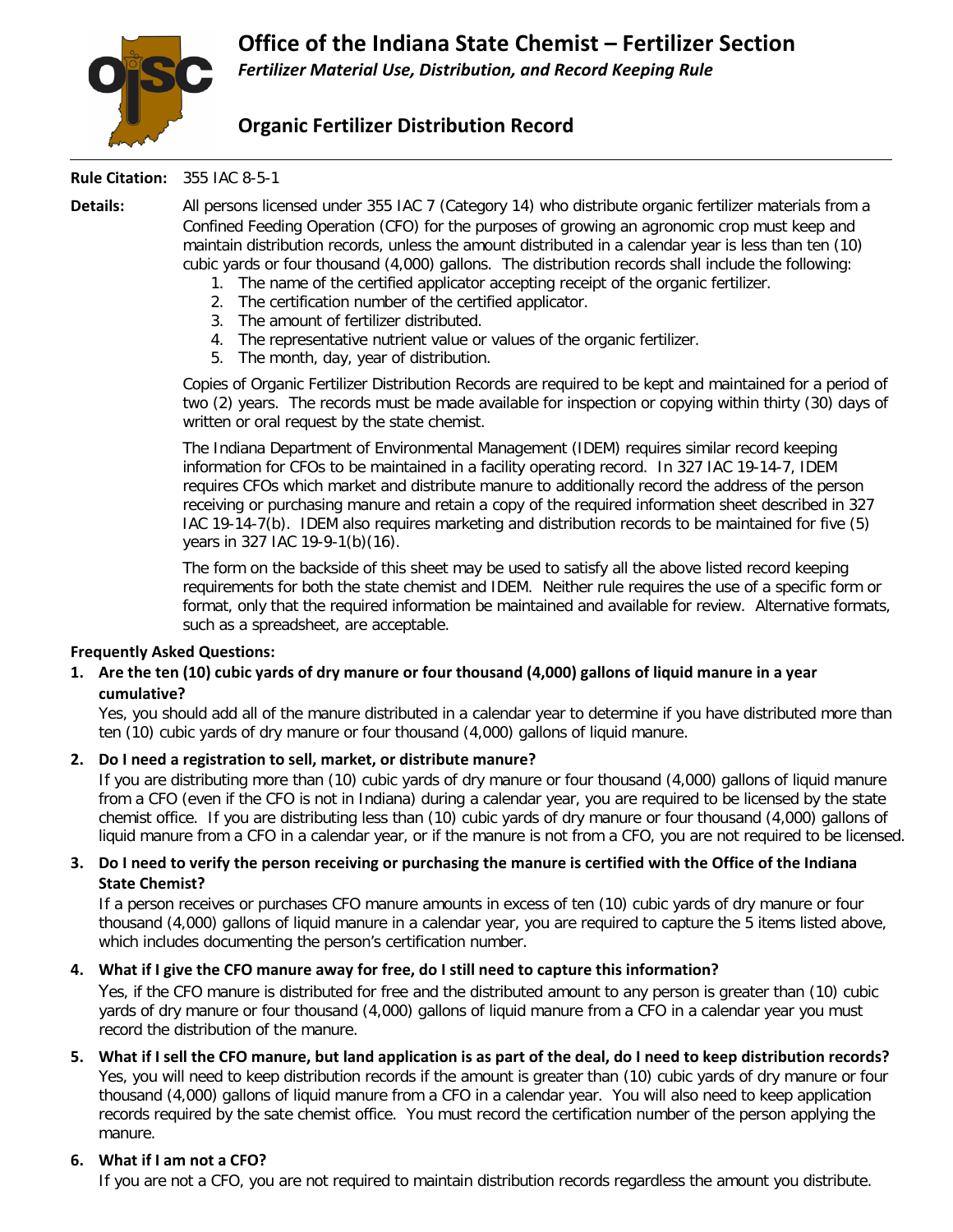# Office of the Indiana State Chemist – Fertilizer Section

*Fertilizer Material Use, Distribution, and Record Keeping Rule*

## Organic Fertilizer Distribution Record

**Rule Citation:** 355 IAC 8-5-1

**Details:** All persons licensed under 355 IAC 7 (Category 14) who distribute organic fertilizer materials from a Confined Feeding Operation (CFO) for the purposes of growing an agronomic crop must keep and maintain distribution records, unless the amount distributed in a calendar year is less than ten (10) cubic yards or four thousand (4,000) gallons. The distribution records shall include the following:

1. The name of the certified applicator accepting receipt of the organic fertilizer.
2. The certification number of the certified applicator.
3. The amount of fertilizer distributed.
4. The representative nutrient value or values of the organic fertilizer.
5. The month, day, year of distribution.

Copies of Organic Fertilizer Distribution Records are required to be kept and maintained for a period of two (2) years. The records must be made available for inspection or copying within thirty (30) days of written or oral request by the state chemist.

The Indiana Department of Environmental Management (IDEM) requires similar record keeping information for CFOs to be maintained in a facility operating record. In 327 IAC 19-14-7, IDEM requires CFOs which market and distribute manure to additionally record the address of the person receiving or purchasing manure and retain a copy of the required information sheet described in 327 IAC 19-14-7(b). IDEM also requires marketing and distribution records to be maintained for five (5) years in 327 IAC 19-9-1(b)(16).

The form on the backside of this sheet may be used to satisfy all the above listed record keeping requirements for both the state chemist and IDEM. Neither rule requires the use of a specific form or format, only that the required information be maintained and available for review. Alternative formats, such as a spreadsheet, are acceptable.

### Frequently Asked Questions:

**1. Are the ten (10) cubic yards of dry manure or four thousand (4,000) gallons of liquid manure in a year cumulative?**

Yes, you should add all of the manure distributed in a calendar year to determine if you have distributed more than ten (10) cubic yards of dry manure or four thousand (4,000) gallons of liquid manure.

**2. Do I need a registration to sell, market, or distribute manure?**

If you are distributing more than (10) cubic yards of dry manure or four thousand (4,000) gallons of liquid manure from a CFO (even if the CFO is not in Indiana) during a calendar year, you are required to be licensed by the state chemist office. If you are distributing less than (10) cubic yards of dry manure or four thousand (4,000) gallons of liquid manure from a CFO in a calendar year, or if the manure is not from a CFO, you are not required to be licensed.

**3. Do I need to verify the person receiving or purchasing the manure is certified with the Office of the Indiana State Chemist?**

If a person receives or purchases CFO manure amounts in excess of ten (10) cubic yards of dry manure or four thousand (4,000) gallons of liquid manure in a calendar year, you are required to capture the 5 items listed above, which includes documenting the person's certification number.

**4. What if I give the CFO manure away for free, do I still need to capture this information?**

Yes, if the CFO manure is distributed for free and the distributed amount to any person is greater than (10) cubic yards of dry manure or four thousand (4,000) gallons of liquid manure from a CFO in a calendar year you must record the distribution of the manure.

**5. What if I sell the CFO manure, but land application is as part of the deal, do I need to keep distribution records?**

Yes, you will need to keep distribution records if the amount is greater than (10) cubic yards of dry manure or four thousand (4,000) gallons of liquid manure from a CFO in a calendar year. You will also need to keep application records required by the sate chemist office. You must record the certification number of the person applying the manure.

**6. What if I am not a CFO?**

If you are not a CFO, you are not required to maintain distribution records regardless the amount you distribute.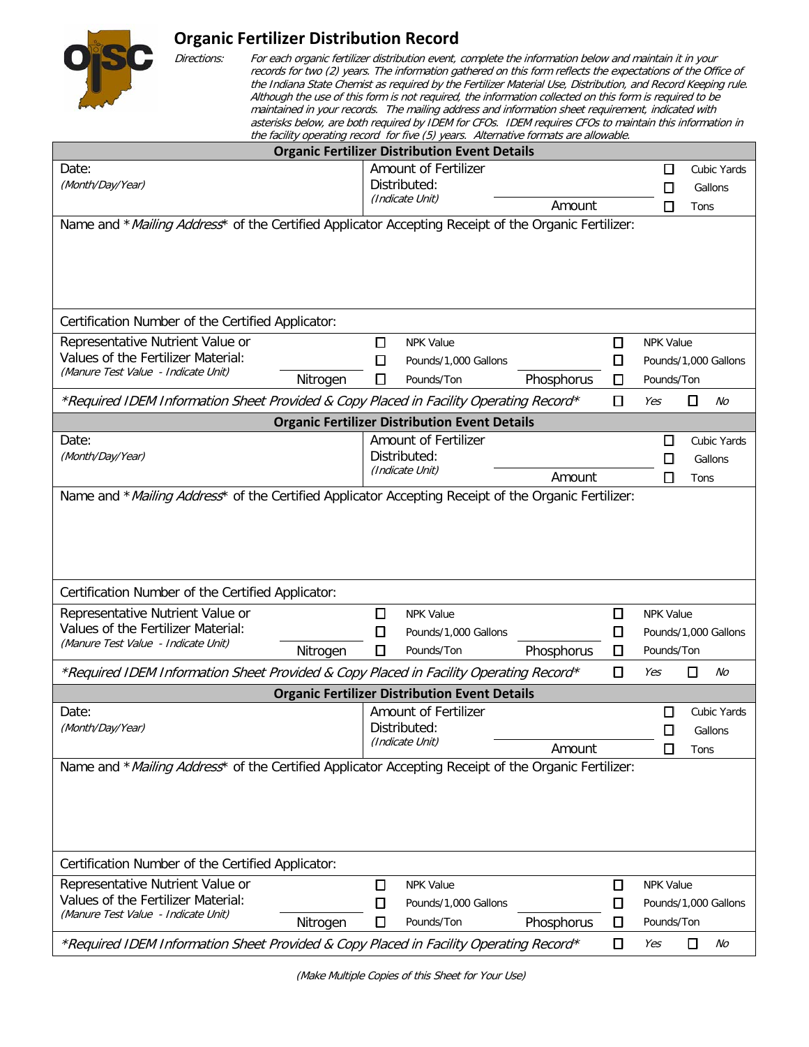# Organic Fertilizer Distribution Record

Directions: *For each organic fertilizer distribution event, complete the information below and maintain it in your records for two (2) years. The information gathered on this form reflects the expectations of the Office of the Indiana State Chemist as required by the Fertilizer Material Use, Distribution, and Record Keeping rule. Although the use of this form is not required, the information collected on this form is required to be maintained in your records. The mailing address and information sheet requirement, indicated with asterisks below, are both required by IDEM for CFOs. IDEM requires CFOs to maintain this information in the facility operating record for five (5) years. Alternative formats are allowable.*

| Organic Fertilizer Distribution Event Details | | | |
|---|---|---|---|
| Date: *(Month/Day/Year)* | Amount of Fertilizer Distributed: *(Indicate Unit)* | ______ Amount | ☐ Cubic Yards ☐ Gallons ☐ Tons |
| Name and **Mailing Address** of the Certified Applicator Accepting Receipt of the Organic Fertilizer: | | | |
| Certification Number of the Certified Applicator: | | | |
| Representative Nutrient Value or Values of the Fertilizer Material: *(Manure Test Value - Indicate Unit)* | ______ Nitrogen ☐ NPK Value ☐ Pounds/1,000 Gallons ☐ Pounds/Ton | ______ Phosphorus | ☐ NPK Value ☐ Pounds/1,000 Gallons ☐ Pounds/Ton |
| **Required IDEM Information Sheet Provided & Copy Placed in Facility Operating Record** | | | ☐ *Yes* ☐ *No* |

| Organic Fertilizer Distribution Event Details | | | |
|---|---|---|---|
| Date: *(Month/Day/Year)* | Amount of Fertilizer Distributed: *(Indicate Unit)* | ______ Amount | ☐ Cubic Yards ☐ Gallons ☐ Tons |
| Name and **Mailing Address** of the Certified Applicator Accepting Receipt of the Organic Fertilizer: | | | |
| Certification Number of the Certified Applicator: | | | |
| Representative Nutrient Value or Values of the Fertilizer Material: *(Manure Test Value - Indicate Unit)* | ______ Nitrogen ☐ NPK Value ☐ Pounds/1,000 Gallons ☐ Pounds/Ton | ______ Phosphorus | ☐ NPK Value ☐ Pounds/1,000 Gallons ☐ Pounds/Ton |
| **Required IDEM Information Sheet Provided & Copy Placed in Facility Operating Record** | | | ☐ *Yes* ☐ *No* |

| Organic Fertilizer Distribution Event Details | | | |
|---|---|---|---|
| Date: *(Month/Day/Year)* | Amount of Fertilizer Distributed: *(Indicate Unit)* | ______ Amount | ☐ Cubic Yards ☐ Gallons ☐ Tons |
| Name and **Mailing Address** of the Certified Applicator Accepting Receipt of the Organic Fertilizer: | | | |
| Certification Number of the Certified Applicator: | | | |
| Representative Nutrient Value or Values of the Fertilizer Material: *(Manure Test Value - Indicate Unit)* | ______ Nitrogen ☐ NPK Value ☐ Pounds/1,000 Gallons ☐ Pounds/Ton | ______ Phosphorus | ☐ NPK Value ☐ Pounds/1,000 Gallons ☐ Pounds/Ton |
| **Required IDEM Information Sheet Provided & Copy Placed in Facility Operating Record** | | | ☐ *Yes* ☐ *No* |

*(Make Multiple Copies of this Sheet for Your Use)*